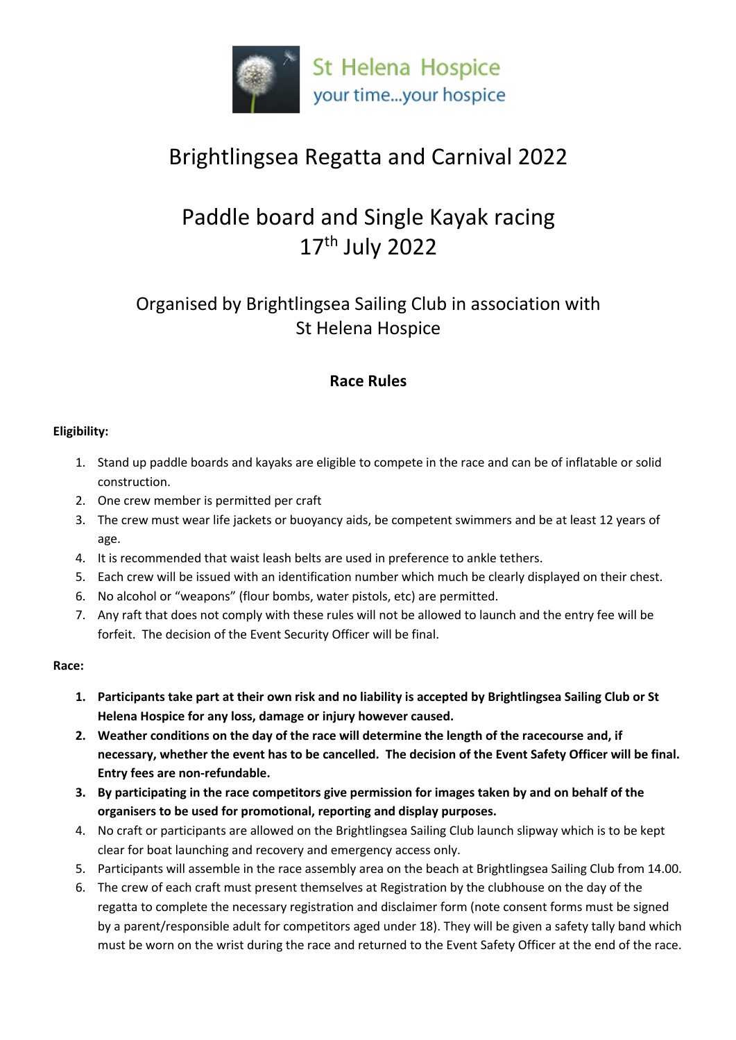St Helena Hospice
your time...your hospice

# Brightlingsea Regatta and Carnival 2022

## Paddle board and Single Kayak racing
## 17th July 2022

### Organised by Brightlingsea Sailing Club in association with St Helena Hospice

### Race Rules

**Eligibility:**

1. Stand up paddle boards and kayaks are eligible to compete in the race and can be of inflatable or solid construction.
2. One crew member is permitted per craft
3. The crew must wear life jackets or buoyancy aids, be competent swimmers and be at least 12 years of age.
4. It is recommended that waist leash belts are used in preference to ankle tethers.
5. Each crew will be issued with an identification number which much be clearly displayed on their chest.
6. No alcohol or "weapons" (flour bombs, water pistols, etc) are permitted.
7. Any raft that does not comply with these rules will not be allowed to launch and the entry fee will be forfeit. The decision of the Event Security Officer will be final.

**Race:**

1. **Participants take part at their own risk and no liability is accepted by Brightlingsea Sailing Club or St Helena Hospice for any loss, damage or injury however caused.**
2. **Weather conditions on the day of the race will determine the length of the racecourse and, if necessary, whether the event has to be cancelled. The decision of the Event Safety Officer will be final. Entry fees are non-refundable.**
3. **By participating in the race competitors give permission for images taken by and on behalf of the organisers to be used for promotional, reporting and display purposes.**
4. No craft or participants are allowed on the Brightlingsea Sailing Club launch slipway which is to be kept clear for boat launching and recovery and emergency access only.
5. Participants will assemble in the race assembly area on the beach at Brightlingsea Sailing Club from 14.00.
6. The crew of each craft must present themselves at Registration by the clubhouse on the day of the regatta to complete the necessary registration and disclaimer form (note consent forms must be signed by a parent/responsible adult for competitors aged under 18). They will be given a safety tally band which must be worn on the wrist during the race and returned to the Event Safety Officer at the end of the race.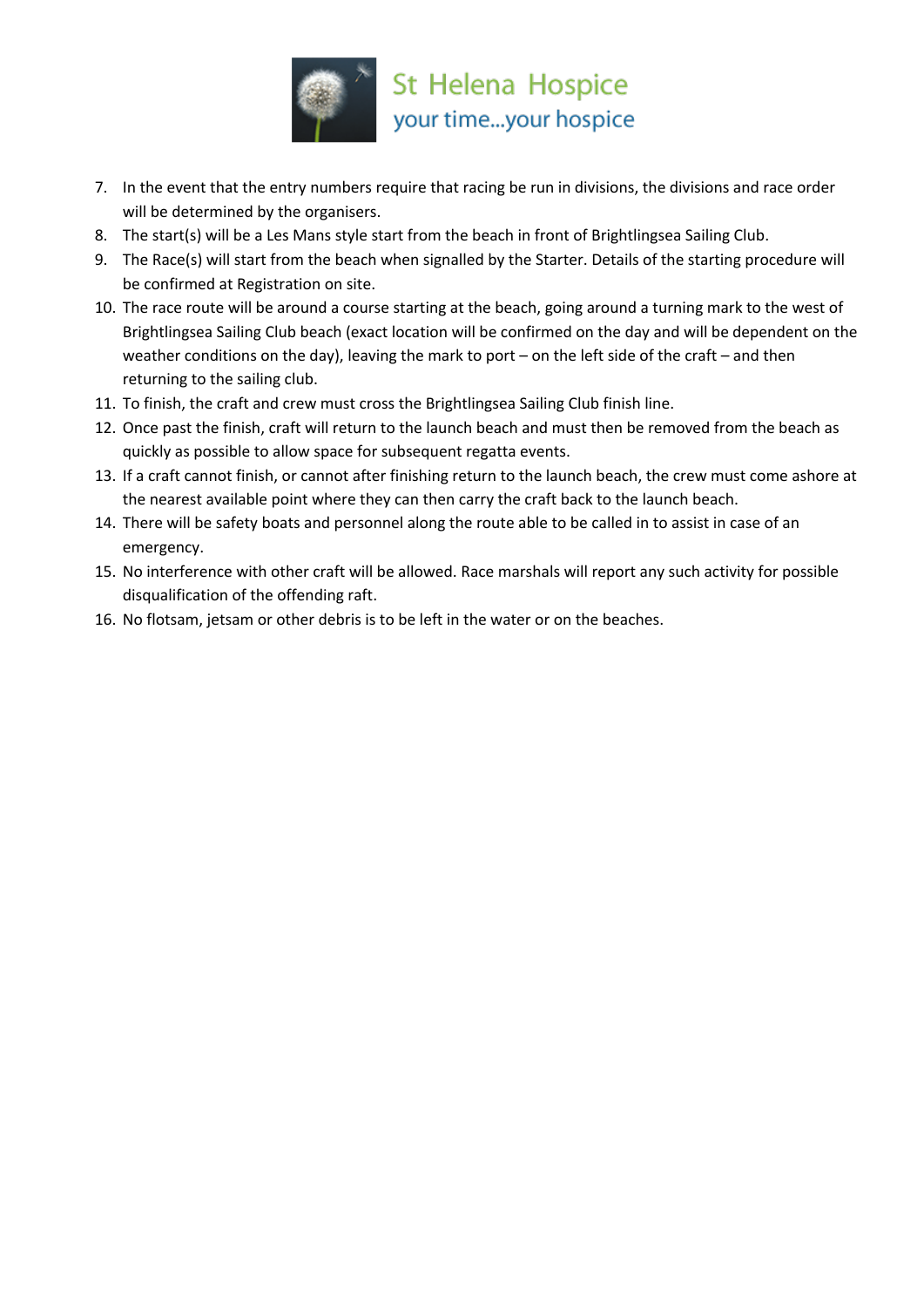7. In the event that the entry numbers require that racing be run in divisions, the divisions and race order will be determined by the organisers.
8. The start(s) will be a Les Mans style start from the beach in front of Brightlingsea Sailing Club.
9. The Race(s) will start from the beach when signalled by the Starter. Details of the starting procedure will be confirmed at Registration on site.
10. The race route will be around a course starting at the beach, going around a turning mark to the west of Brightlingsea Sailing Club beach (exact location will be confirmed on the day and will be dependent on the weather conditions on the day), leaving the mark to port – on the left side of the craft – and then returning to the sailing club.
11. To finish, the craft and crew must cross the Brightlingsea Sailing Club finish line.
12. Once past the finish, craft will return to the launch beach and must then be removed from the beach as quickly as possible to allow space for subsequent regatta events.
13. If a craft cannot finish, or cannot after finishing return to the launch beach, the crew must come ashore at the nearest available point where they can then carry the craft back to the launch beach.
14. There will be safety boats and personnel along the route able to be called in to assist in case of an emergency.
15. No interference with other craft will be allowed. Race marshals will report any such activity for possible disqualification of the offending raft.
16. No flotsam, jetsam or other debris is to be left in the water or on the beaches.